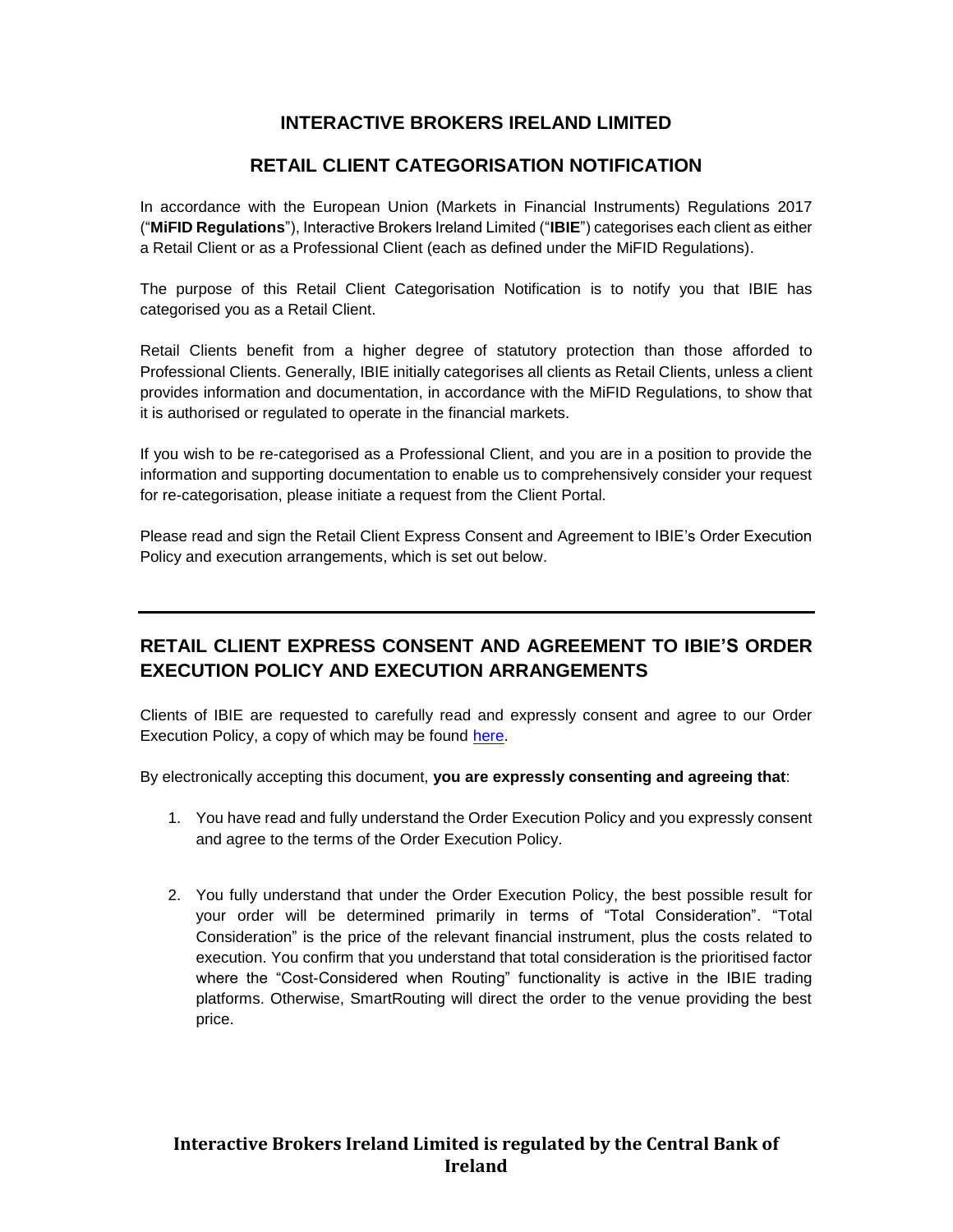## INTERACTIVE BROKERS IRELAND LIMITED

## RETAIL CLIENT CATEGORISATION NOTIFICATION

In accordance with the European Union (Markets in Financial Instruments) Regulations 2017 ("**MiFID Regulations**"), Interactive Brokers Ireland Limited ("**IBIE**") categorises each client as either a Retail Client or as a Professional Client (each as defined under the MiFID Regulations).

The purpose of this Retail Client Categorisation Notification is to notify you that IBIE has categorised you as a Retail Client.

Retail Clients benefit from a higher degree of statutory protection than those afforded to Professional Clients. Generally, IBIE initially categorises all clients as Retail Clients, unless a client provides information and documentation, in accordance with the MiFID Regulations, to show that it is authorised or regulated to operate in the financial markets.

If you wish to be re-categorised as a Professional Client, and you are in a position to provide the information and supporting documentation to enable us to comprehensively consider your request for re-categorisation, please initiate a request from the Client Portal.

Please read and sign the Retail Client Express Consent and Agreement to IBIE's Order Execution Policy and execution arrangements, which is set out below.

---

## RETAIL CLIENT EXPRESS CONSENT AND AGREEMENT TO IBIE'S ORDER EXECUTION POLICY AND EXECUTION ARRANGEMENTS

Clients of IBIE are requested to carefully read and expressly consent and agree to our Order Execution Policy, a copy of which may be found here.

By electronically accepting this document, **you are expressly consenting and agreeing that**:

1. You have read and fully understand the Order Execution Policy and you expressly consent and agree to the terms of the Order Execution Policy.

2. You fully understand that under the Order Execution Policy, the best possible result for your order will be determined primarily in terms of "Total Consideration". "Total Consideration" is the price of the relevant financial instrument, plus the costs related to execution. You confirm that you understand that total consideration is the prioritised factor where the "Cost-Considered when Routing" functionality is active in the IBIE trading platforms. Otherwise, SmartRouting will direct the order to the venue providing the best price.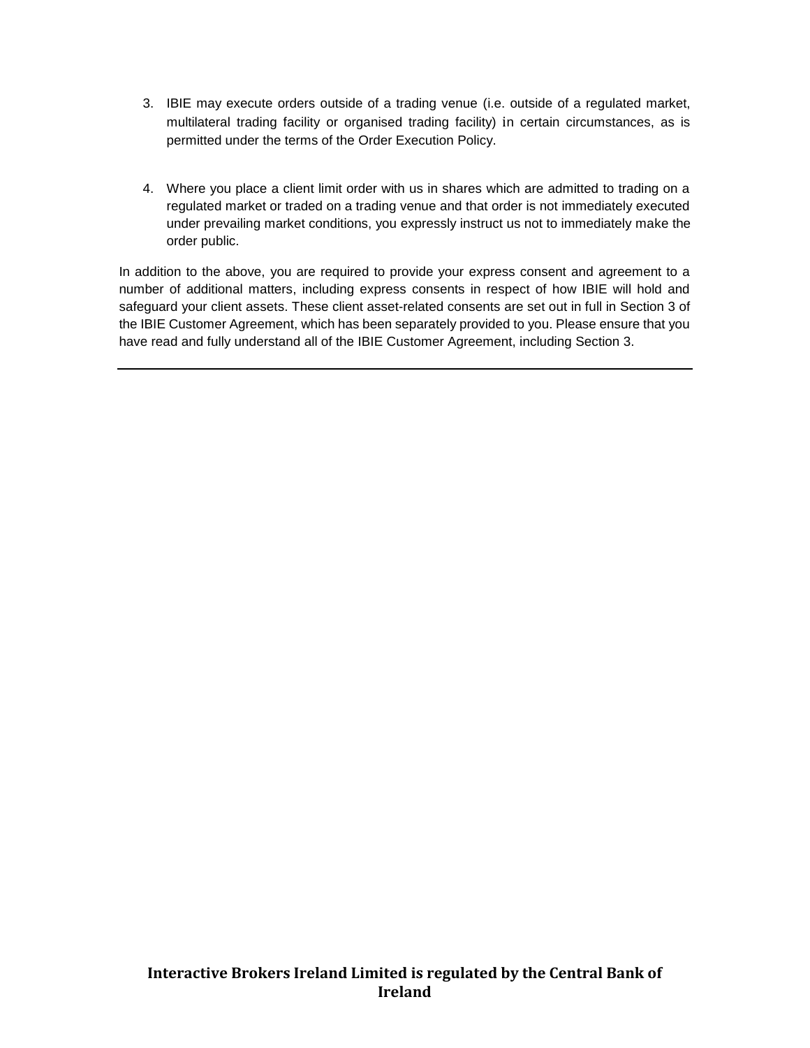3. IBIE may execute orders outside of a trading venue (i.e. outside of a regulated market, multilateral trading facility or organised trading facility) in certain circumstances, as is permitted under the terms of the Order Execution Policy.

4. Where you place a client limit order with us in shares which are admitted to trading on a regulated market or traded on a trading venue and that order is not immediately executed under prevailing market conditions, you expressly instruct us not to immediately make the order public.

In addition to the above, you are required to provide your express consent and agreement to a number of additional matters, including express consents in respect of how IBIE will hold and safeguard your client assets. These client asset-related consents are set out in full in Section 3 of the IBIE Customer Agreement, which has been separately provided to you. Please ensure that you have read and fully understand all of the IBIE Customer Agreement, including Section 3.

---